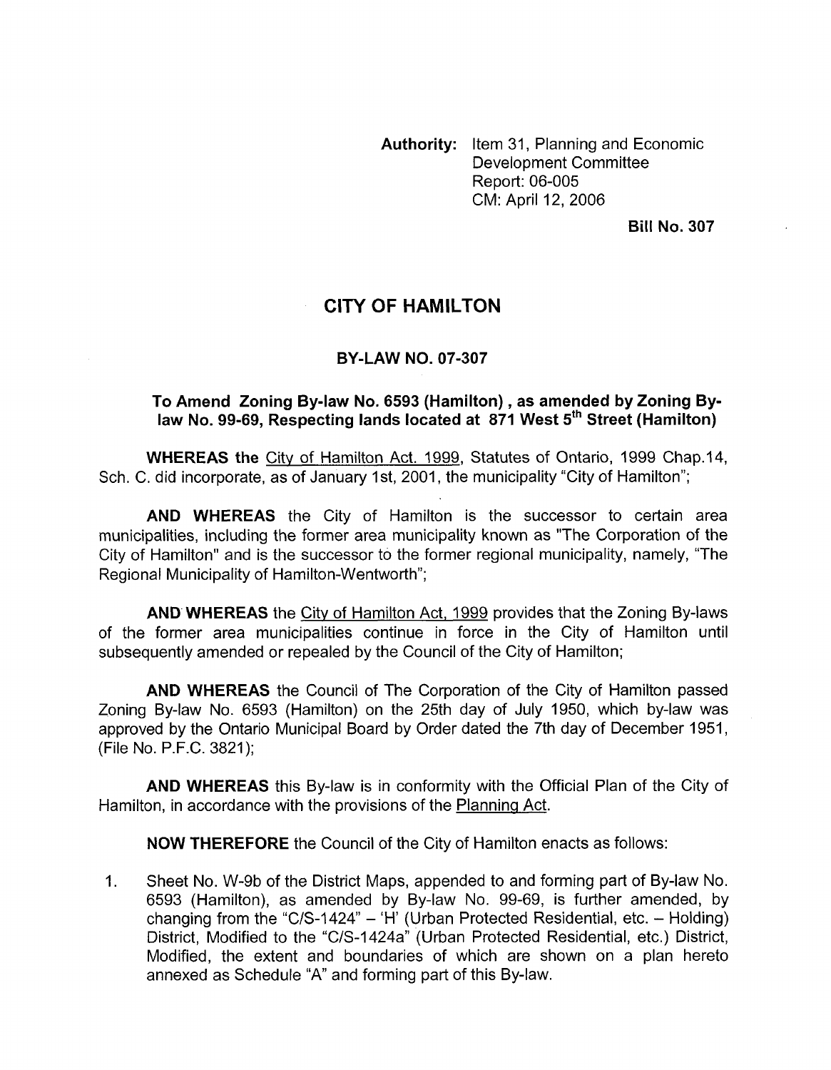**Authority:** Item 31, Planning and Economic Development Committee
Report: 06-005
CM: April 12, 2006

**Bill No. 307**

# CITY OF HAMILTON

## BY-LAW NO. 07-307

### To Amend Zoning By-law No. 6593 (Hamilton), as amended by Zoning By-law No. 99-69, Respecting lands located at 871 West 5th Street (Hamilton)

**WHEREAS the** City of Hamilton Act. 1999, Statutes of Ontario, 1999 Chap.14, Sch. C. did incorporate, as of January 1st, 2001, the municipality "City of Hamilton";

**AND WHEREAS** the City of Hamilton is the successor to certain area municipalities, including the former area municipality known as "The Corporation of the City of Hamilton" and is the successor to the former regional municipality, namely, "The Regional Municipality of Hamilton-Wentworth";

**AND WHEREAS** the City of Hamilton Act, 1999 provides that the Zoning By-laws of the former area municipalities continue in force in the City of Hamilton until subsequently amended or repealed by the Council of the City of Hamilton;

**AND WHEREAS** the Council of The Corporation of the City of Hamilton passed Zoning By-law No. 6593 (Hamilton) on the 25th day of July 1950, which by-law was approved by the Ontario Municipal Board by Order dated the 7th day of December 1951, (File No. P.F.C. 3821);

**AND WHEREAS** this By-law is in conformity with the Official Plan of the City of Hamilton, in accordance with the provisions of the Planning Act.

**NOW THEREFORE** the Council of the City of Hamilton enacts as follows:

1. Sheet No. W-9b of the District Maps, appended to and forming part of By-law No. 6593 (Hamilton), as amended by By-law No. 99-69, is further amended, by changing from the "C/S-1424" – 'H' (Urban Protected Residential, etc. – Holding) District, Modified to the "C/S-1424a" (Urban Protected Residential, etc.) District, Modified, the extent and boundaries of which are shown on a plan hereto annexed as Schedule "A" and forming part of this By-law.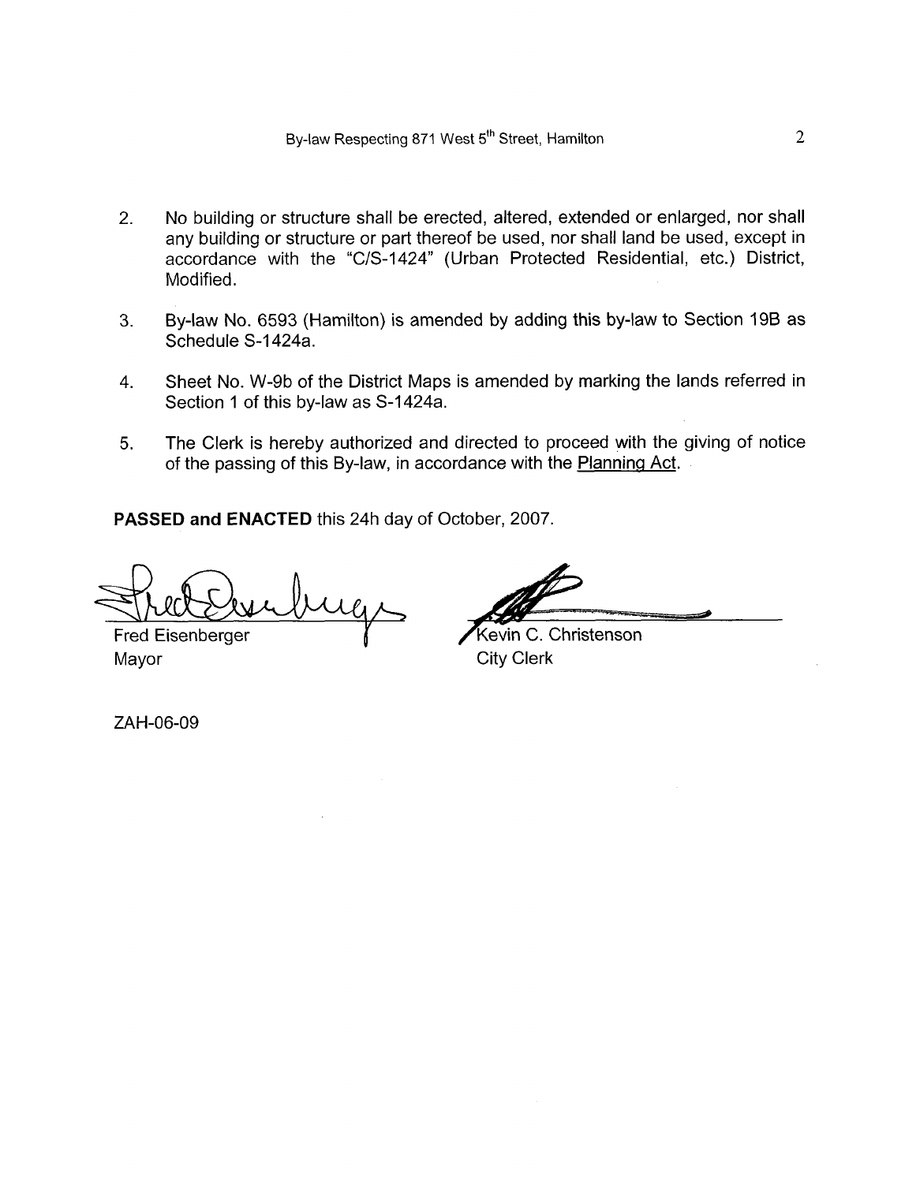2. No building or structure shall be erected, altered, extended or enlarged, nor shall any building or structure or part thereof be used, nor shall land be used, except in accordance with the "C/S-1424" (Urban Protected Residential, etc.) District, Modified.

3. By-law No. 6593 (Hamilton) is amended by adding this by-law to Section 19B as Schedule S-1424a.

4. Sheet No. W-9b of the District Maps is amended by marking the lands referred in Section 1 of this by-law as S-1424a.

5. The Clerk is hereby authorized and directed to proceed with the giving of notice of the passing of this By-law, in accordance with the Planning Act.

**PASSED and ENACTED** this 24h day of October, 2007.

Fred Eisenberger
Mayor

Kevin C. Christenson
City Clerk

ZAH-06-09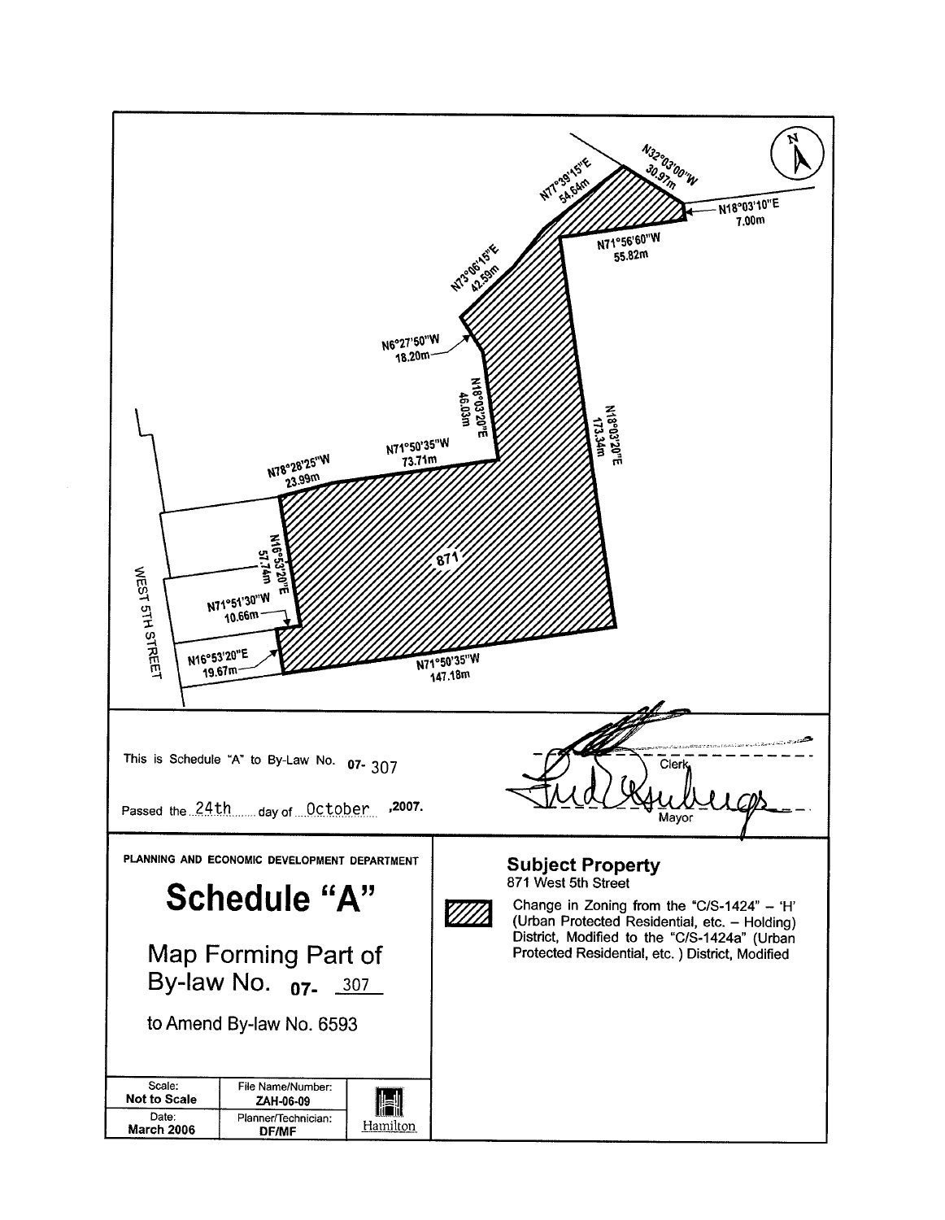N32°03'00"W
30.97m

N77°39'15"E
54.64m

N18°03'10"E
7.00m

N71°56'60"W
55.82m

N73°06'15"E
42.59m

N6°27'50"W
18.20m

N18°03'20"E
46.03m

N18°03'20"E
173.34m

N71°50'35"W
73.71m

N78°28'25"W
23.99m

871

N16°53'20"E
57.74m

N71°51'30"W
10.66m

N16°53'20"E
19.67m

N71°50'35"W
147.18m

WEST 5TH STREET

This is Schedule "A" to By-Law No. 07- 307

Passed the 24th day of October ,2007.

Clerk

Mayor

PLANNING AND ECONOMIC DEVELOPMENT DEPARTMENT

# Schedule "A"

## Map Forming Part of By-law No. 07- 307

to Amend By-law No. 6593

**Subject Property**
871 West 5th Street

Change in Zoning from the "C/S-1424" – 'H' (Urban Protected Residential, etc. – Holding) District, Modified to the "C/S-1424a" (Urban Protected Residential, etc. ) District, Modified

| Scale: | File Name/Number: |
|---|---|
| **Not to Scale** | **ZAH-06-09** |
| Date: | Planner/Technician: |
| **March 2006** | **DF/MF** |

Hamilton